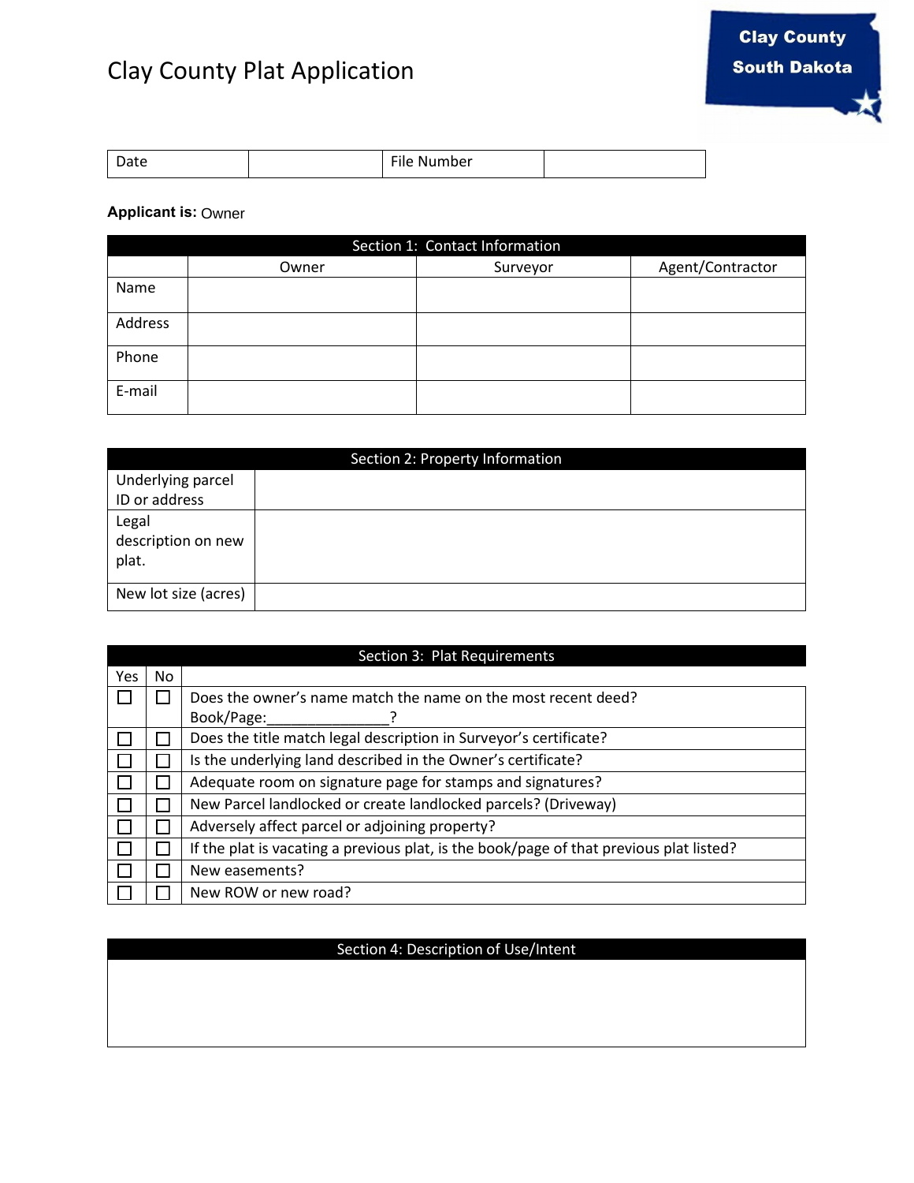# Clay County Plat Application

Clay County South Dakota

| Date | | File Number | |
|---|---|---|---|

**Applicant is:** Owner

| Section 1: Contact Information | | | |
|---|---|---|---|
| | Owner | Surveyor | Agent/Contractor |
| Name | | | |
| Address | | | |
| Phone | | | |
| E-mail | | | |

| Section 2: Property Information | |
|---|---|
| Underlying parcel ID or address | |
| Legal description on new plat. | |
| New lot size (acres) | |

| Section 3: Plat Requirements | | |
|---|---|---|
| Yes | No | |
| ☐ | ☐ | Does the owner's name match the name on the most recent deed? Book/Page:_______________? |
| ☐ | ☐ | Does the title match legal description in Surveyor's certificate? |
| ☐ | ☐ | Is the underlying land described in the Owner's certificate? |
| ☐ | ☐ | Adequate room on signature page for stamps and signatures? |
| ☐ | ☐ | New Parcel landlocked or create landlocked parcels? (Driveway) |
| ☐ | ☐ | Adversely affect parcel or adjoining property? |
| ☐ | ☐ | If the plat is vacating a previous plat, is the book/page of that previous plat listed? |
| ☐ | ☐ | New easements? |
| ☐ | ☐ | New ROW or new road? |

| Section 4: Description of Use/Intent |
|---|
| |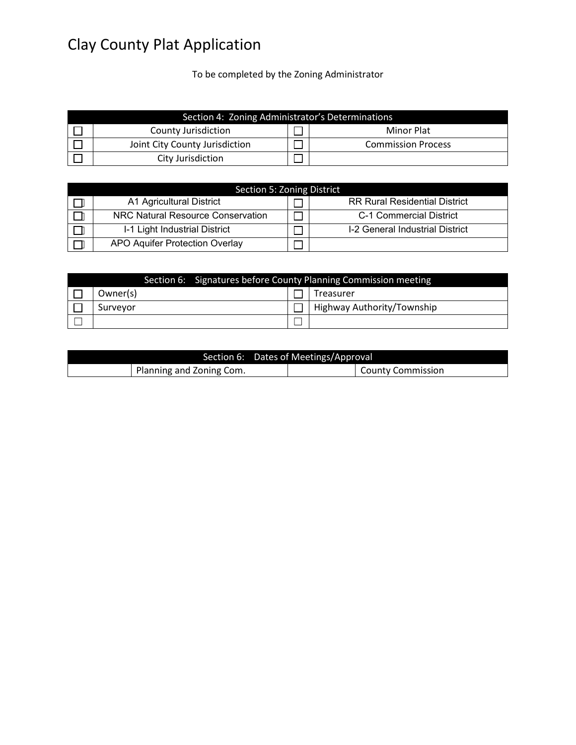# Clay County Plat Application

To be completed by the Zoning Administrator

| Section 4: Zoning Administrator's Determinations | | | |
|---|---|---|---|
| ☐ | County Jurisdiction | ☐ | Minor Plat |
| ☐ | Joint City County Jurisdiction | ☐ | Commission Process |
| ☐ | City Jurisdiction | ☐ | |

| Section 5: Zoning District | | | |
|---|---|---|---|
| ☐ | A1 Agricultural District | ☐ | RR Rural Residential District |
| ☐ | NRC Natural Resource Conservation | ☐ | C-1 Commercial District |
| ☐ | I-1 Light Industrial District | ☐ | I-2 General Industrial District |
| ☐ | APO Aquifer Protection Overlay | ☐ | |

| Section 6: Signatures before County Planning Commission meeting | | | |
|---|---|---|---|
| ☐ | Owner(s) | ☐ | Treasurer |
| ☐ | Surveyor | ☐ | Highway Authority/Township |
| ☐ | | ☐ | |

| Section 6: Dates of Meetings/Approval | | | |
|---|---|---|---|
| | Planning and Zoning Com. | | County Commission |